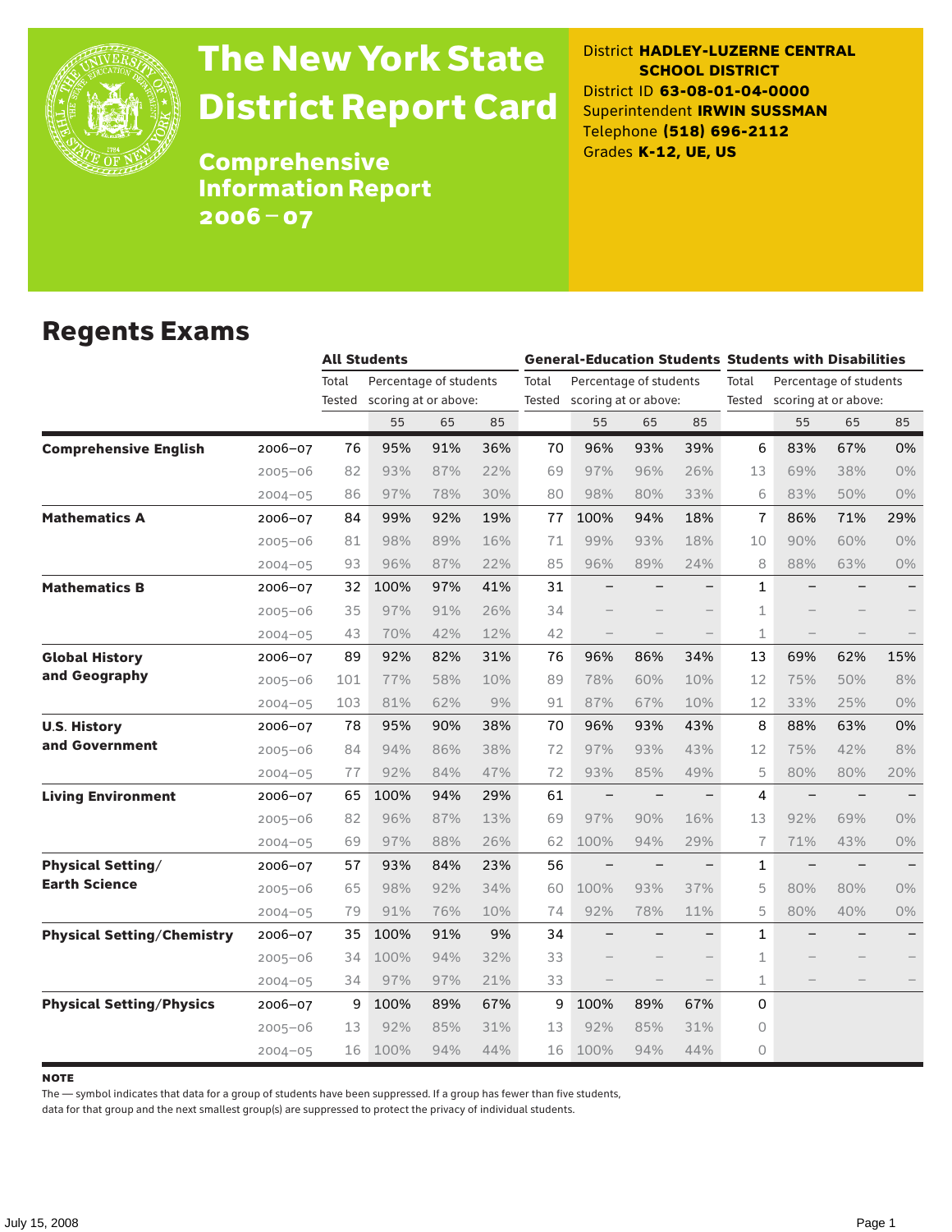# The New York State District Report Card

## Comprehensive Information Report 2006–07

District **HADLEY-LUZERNE CENTRAL SCHOOL DISTRICT**
District ID **63-08-01-04-0000**
Superintendent **IRWIN SUSSMAN**
Telephone **(518) 696-2112**
Grades **K-12, UE, US**

## Regents Exams

| | | All Students | | | | General-Education Students | | | | Students with Disabilities | | | |
|---|---|---|---|---|---|---|---|---|---|---|---|---|---|
| | | Total Tested | Percentage of students scoring at or above: | | | Total Tested | Percentage of students scoring at or above: | | | Total Tested | Percentage of students scoring at or above: | | |
| | | | 55 | 65 | 85 | | 55 | 65 | 85 | | 55 | 65 | 85 |
| **Comprehensive English** | 2006–07 | 76 | 95% | 91% | 36% | 70 | 96% | 93% | 39% | 6 | 83% | 67% | 0% |
| | 2005–06 | 82 | 93% | 87% | 22% | 69 | 97% | 96% | 26% | 13 | 69% | 38% | 0% |
| | 2004–05 | 86 | 97% | 78% | 30% | 80 | 98% | 80% | 33% | 6 | 83% | 50% | 0% |
| **Mathematics A** | 2006–07 | 84 | 99% | 92% | 19% | 77 | 100% | 94% | 18% | 7 | 86% | 71% | 29% |
| | 2005–06 | 81 | 98% | 89% | 16% | 71 | 99% | 93% | 18% | 10 | 90% | 60% | 0% |
| | 2004–05 | 93 | 96% | 87% | 22% | 85 | 96% | 89% | 24% | 8 | 88% | 63% | 0% |
| **Mathematics B** | 2006–07 | 32 | 100% | 97% | 41% | 31 | – | – | – | 1 | – | – | – |
| | 2005–06 | 35 | 97% | 91% | 26% | 34 | – | – | – | 1 | – | – | – |
| | 2004–05 | 43 | 70% | 42% | 12% | 42 | – | – | – | 1 | – | – | – |
| **Global History and Geography** | 2006–07 | 89 | 92% | 82% | 31% | 76 | 96% | 86% | 34% | 13 | 69% | 62% | 15% |
| | 2005–06 | 101 | 77% | 58% | 10% | 89 | 78% | 60% | 10% | 12 | 75% | 50% | 8% |
| | 2004–05 | 103 | 81% | 62% | 9% | 91 | 87% | 67% | 10% | 12 | 33% | 25% | 0% |
| **U.S. History and Government** | 2006–07 | 78 | 95% | 90% | 38% | 70 | 96% | 93% | 43% | 8 | 88% | 63% | 0% |
| | 2005–06 | 84 | 94% | 86% | 38% | 72 | 97% | 93% | 43% | 12 | 75% | 42% | 8% |
| | 2004–05 | 77 | 92% | 84% | 47% | 72 | 93% | 85% | 49% | 5 | 80% | 80% | 20% |
| **Living Environment** | 2006–07 | 65 | 100% | 94% | 29% | 61 | – | – | – | 4 | – | – | – |
| | 2005–06 | 82 | 96% | 87% | 13% | 69 | 97% | 90% | 16% | 13 | 92% | 69% | 0% |
| | 2004–05 | 69 | 97% | 88% | 26% | 62 | 100% | 94% | 29% | 7 | 71% | 43% | 0% |
| **Physical Setting/ Earth Science** | 2006–07 | 57 | 93% | 84% | 23% | 56 | – | – | – | 1 | – | – | – |
| | 2005–06 | 65 | 98% | 92% | 34% | 60 | 100% | 93% | 37% | 5 | 80% | 80% | 0% |
| | 2004–05 | 79 | 91% | 76% | 10% | 74 | 92% | 78% | 11% | 5 | 80% | 40% | 0% |
| **Physical Setting/Chemistry** | 2006–07 | 35 | 100% | 91% | 9% | 34 | – | – | – | 1 | – | – | – |
| | 2005–06 | 34 | 100% | 94% | 32% | 33 | – | – | – | 1 | – | – | – |
| | 2004–05 | 34 | 97% | 97% | 21% | 33 | – | – | – | 1 | – | – | – |
| **Physical Setting/Physics** | 2006–07 | 9 | 100% | 89% | 67% | 9 | 100% | 89% | 67% | 0 | | | |
| | 2005–06 | 13 | 92% | 85% | 31% | 13 | 92% | 85% | 31% | 0 | | | |
| | 2004–05 | 16 | 100% | 94% | 44% | 16 | 100% | 94% | 44% | 0 | | | |

**NOTE**

The — symbol indicates that data for a group of students have been suppressed. If a group has fewer than five students, data for that group and the next smallest group(s) are suppressed to protect the privacy of individual students.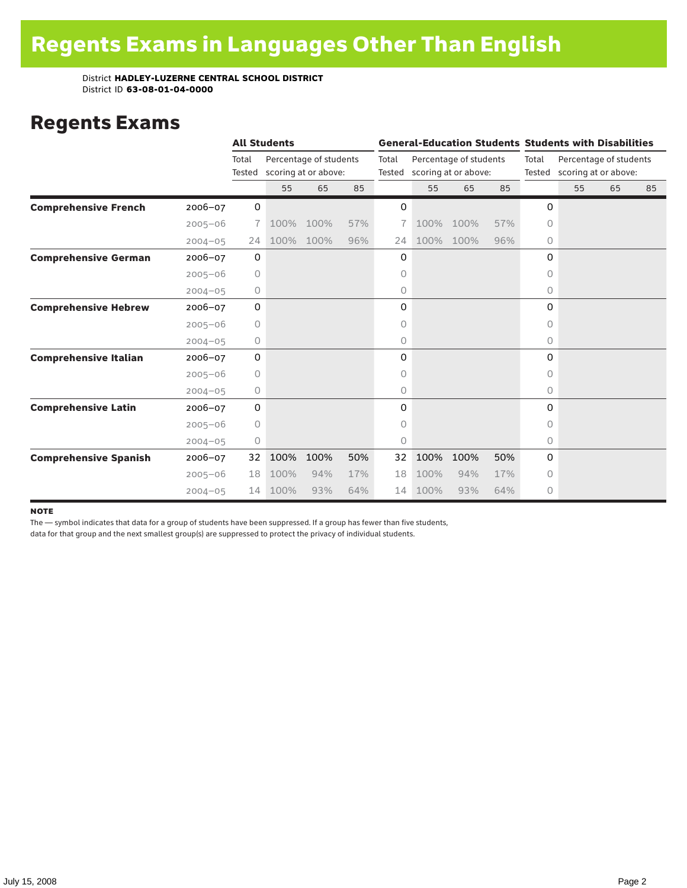# Regents Exams in Languages Other Than English

District **HADLEY-LUZERNE CENTRAL SCHOOL DISTRICT**
District ID **63-08-01-04-0000**

## Regents Exams

| | | All Students | | | | General-Education Students | | | | Students with Disabilities | | | |
|---|---|---|---|---|---|---|---|---|---|---|---|---|---|
| | | Total Tested | Percentage of students scoring at or above: | | | Total Tested | Percentage of students scoring at or above: | | | Total Tested | Percentage of students scoring at or above: | | |
| | | | 55 | 65 | 85 | | 55 | 65 | 85 | | 55 | 65 | 85 |
| **Comprehensive French** | 2006–07 | 0 | | | | 0 | | | | 0 | | | |
| | 2005–06 | 7 | 100% | 100% | 57% | 7 | 100% | 100% | 57% | 0 | | | |
| | 2004–05 | 24 | 100% | 100% | 96% | 24 | 100% | 100% | 96% | 0 | | | |
| **Comprehensive German** | 2006–07 | 0 | | | | 0 | | | | 0 | | | |
| | 2005–06 | 0 | | | | 0 | | | | 0 | | | |
| | 2004–05 | 0 | | | | 0 | | | | 0 | | | |
| **Comprehensive Hebrew** | 2006–07 | 0 | | | | 0 | | | | 0 | | | |
| | 2005–06 | 0 | | | | 0 | | | | 0 | | | |
| | 2004–05 | 0 | | | | 0 | | | | 0 | | | |
| **Comprehensive Italian** | 2006–07 | 0 | | | | 0 | | | | 0 | | | |
| | 2005–06 | 0 | | | | 0 | | | | 0 | | | |
| | 2004–05 | 0 | | | | 0 | | | | 0 | | | |
| **Comprehensive Latin** | 2006–07 | 0 | | | | 0 | | | | 0 | | | |
| | 2005–06 | 0 | | | | 0 | | | | 0 | | | |
| | 2004–05 | 0 | | | | 0 | | | | 0 | | | |
| **Comprehensive Spanish** | 2006–07 | 32 | 100% | 100% | 50% | 32 | 100% | 100% | 50% | 0 | | | |
| | 2005–06 | 18 | 100% | 94% | 17% | 18 | 100% | 94% | 17% | 0 | | | |
| | 2004–05 | 14 | 100% | 93% | 64% | 14 | 100% | 93% | 64% | 0 | | | |

**NOTE**

The — symbol indicates that data for a group of students have been suppressed. If a group has fewer than five students, data for that group and the next smallest group(s) are suppressed to protect the privacy of individual students.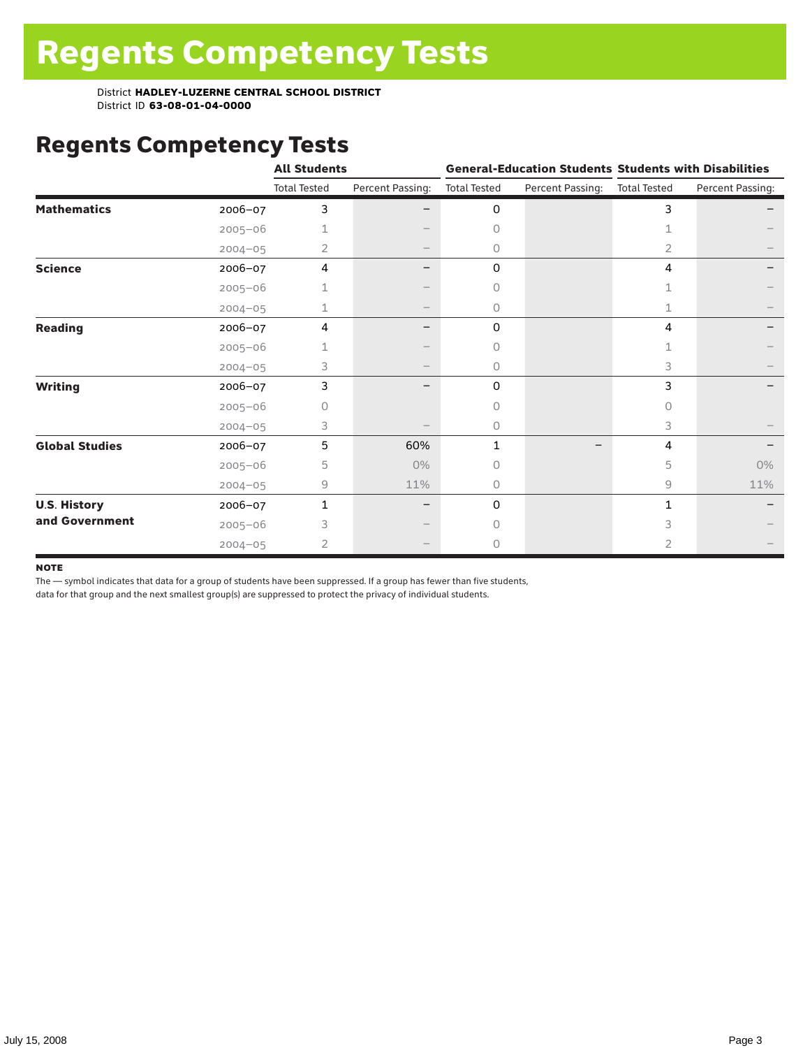# Regents Competency Tests

District **HADLEY-LUZERNE CENTRAL SCHOOL DISTRICT**
District ID **63-08-01-04-0000**

## Regents Competency Tests

| | | All Students | | General-Education Students | | Students with Disabilities | |
|---|---|---|---|---|---|---|---|
| | | Total Tested | Percent Passing: | Total Tested | Percent Passing: | Total Tested | Percent Passing: |
| **Mathematics** | 2006–07 | 3 | – | 0 | | 3 | – |
| | 2005–06 | 1 | – | 0 | | 1 | – |
| | 2004–05 | 2 | – | 0 | | 2 | – |
| **Science** | 2006–07 | 4 | – | 0 | | 4 | – |
| | 2005–06 | 1 | – | 0 | | 1 | – |
| | 2004–05 | 1 | – | 0 | | 1 | – |
| **Reading** | 2006–07 | 4 | – | 0 | | 4 | – |
| | 2005–06 | 1 | – | 0 | | 1 | – |
| | 2004–05 | 3 | – | 0 | | 3 | – |
| **Writing** | 2006–07 | 3 | – | 0 | | 3 | – |
| | 2005–06 | 0 | | 0 | | 0 | |
| | 2004–05 | 3 | – | 0 | | 3 | – |
| **Global Studies** | 2006–07 | 5 | 60% | 1 | – | 4 | – |
| | 2005–06 | 5 | 0% | 0 | | 5 | 0% |
| | 2004–05 | 9 | 11% | 0 | | 9 | 11% |
| **U.S. History and Government** | 2006–07 | 1 | – | 0 | | 1 | – |
| | 2005–06 | 3 | – | 0 | | 3 | – |
| | 2004–05 | 2 | – | 0 | | 2 | – |

**NOTE**

The — symbol indicates that data for a group of students have been suppressed. If a group has fewer than five students, data for that group and the next smallest group(s) are suppressed to protect the privacy of individual students.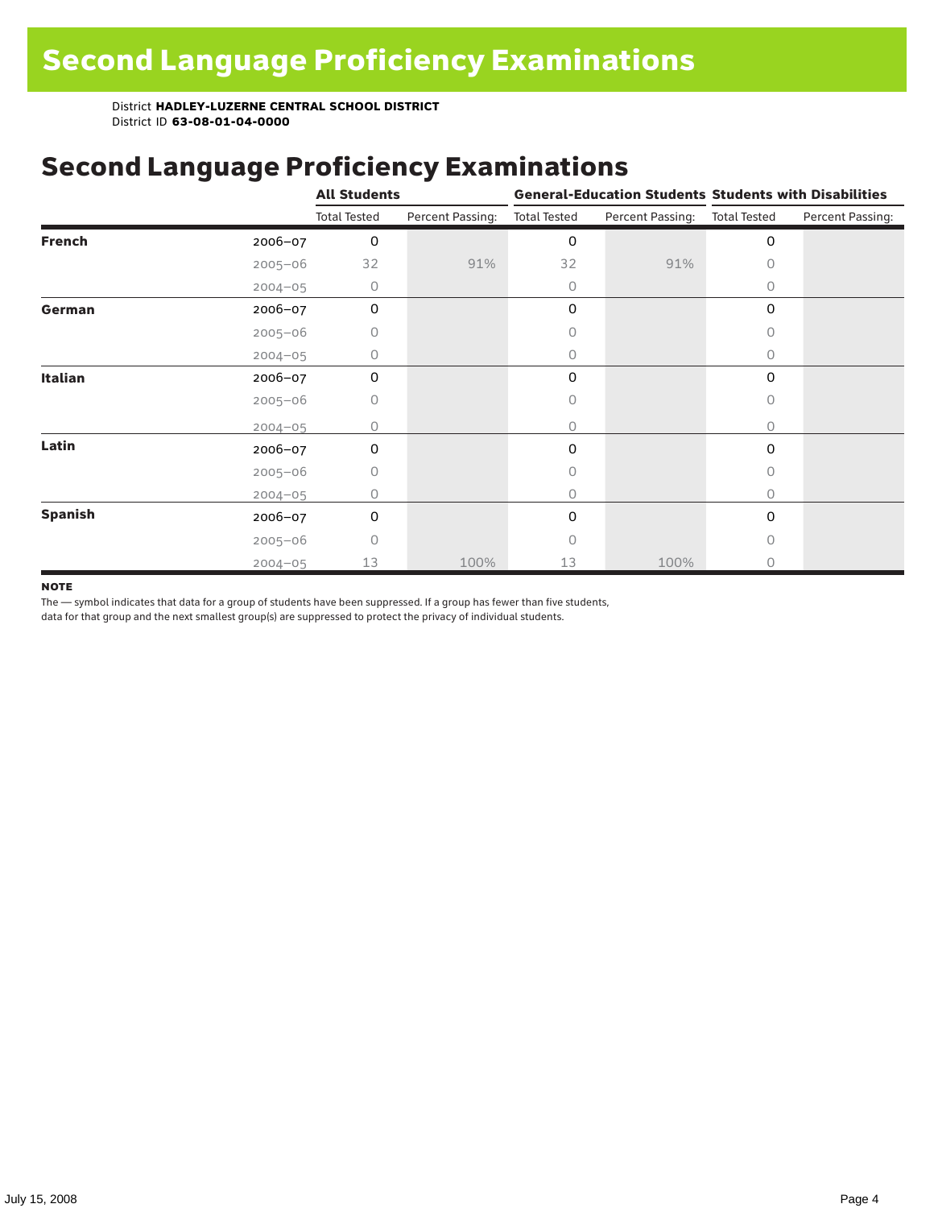# Second Language Proficiency Examinations

District **HADLEY-LUZERNE CENTRAL SCHOOL DISTRICT**
District ID **63-08-01-04-0000**

## Second Language Proficiency Examinations

| | | All Students | | General-Education Students | | Students with Disabilities | |
|---|---|---|---|---|---|---|---|
| | | Total Tested | Percent Passing: | Total Tested | Percent Passing: | Total Tested | Percent Passing: |
| **French** | 2006–07 | 0 | | 0 | | 0 | |
| | 2005–06 | 32 | 91% | 32 | 91% | 0 | |
| | 2004–05 | 0 | | 0 | | 0 | |
| **German** | 2006–07 | 0 | | 0 | | 0 | |
| | 2005–06 | 0 | | 0 | | 0 | |
| | 2004–05 | 0 | | 0 | | 0 | |
| **Italian** | 2006–07 | 0 | | 0 | | 0 | |
| | 2005–06 | 0 | | 0 | | 0 | |
| | 2004–05 | 0 | | 0 | | 0 | |
| **Latin** | 2006–07 | 0 | | 0 | | 0 | |
| | 2005–06 | 0 | | 0 | | 0 | |
| | 2004–05 | 0 | | 0 | | 0 | |
| **Spanish** | 2006–07 | 0 | | 0 | | 0 | |
| | 2005–06 | 0 | | 0 | | 0 | |
| | 2004–05 | 13 | 100% | 13 | 100% | 0 | |

**NOTE**

The — symbol indicates that data for a group of students have been suppressed. If a group has fewer than five students, data for that group and the next smallest group(s) are suppressed to protect the privacy of individual students.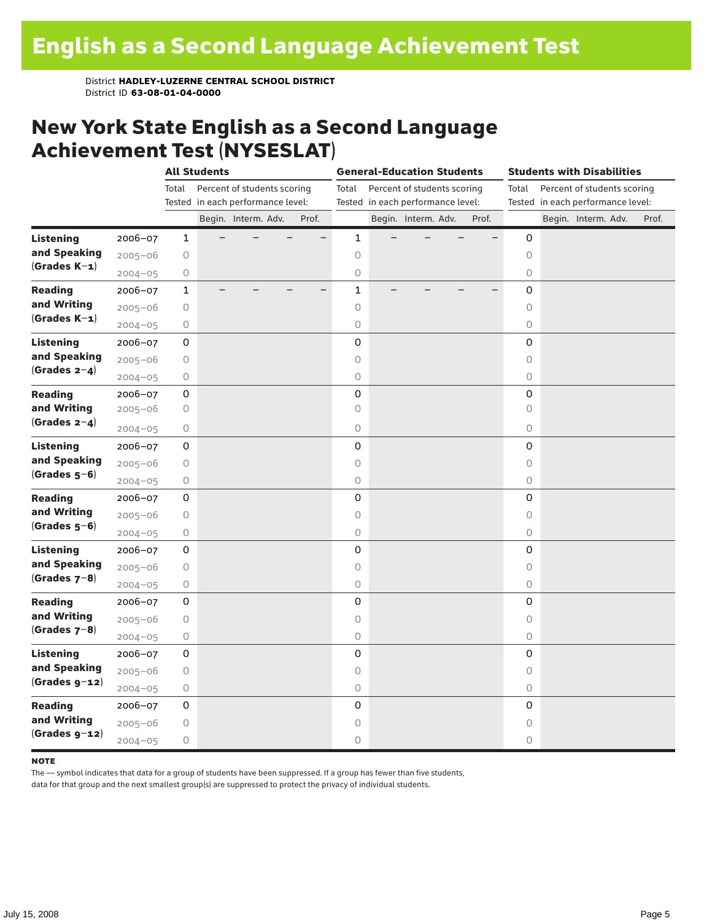# English as a Second Language Achievement Test

District **HADLEY-LUZERNE CENTRAL SCHOOL DISTRICT**
District ID **63-08-01-04-0000**

## New York State English as a Second Language Achievement Test (NYSESLAT)

| | | All Students | | | | | General-Education Students | | | | | Students with Disabilities | | | | |
|---|---|---|---|---|---|---|---|---|---|---|---|---|---|---|---|---|
| | | Total Tested | Percent of students scoring in each performance level: | | | | Total Tested | Percent of students scoring in each performance level: | | | | Total Tested | Percent of students scoring in each performance level: | | | |
| | | | Begin. | Interm. | Adv. | Prof. | | Begin. | Interm. | Adv. | Prof. | | Begin. | Interm. | Adv. | Prof. |
| **Listening and Speaking (Grades K–1)** | 2006–07 | 1 | – | – | – | – | 1 | – | – | – | – | 0 | | | | |
| | 2005–06 | 0 | | | | | 0 | | | | | 0 | | | | |
| | 2004–05 | 0 | | | | | 0 | | | | | 0 | | | | |
| **Reading and Writing (Grades K–1)** | 2006–07 | 1 | – | – | – | – | 1 | – | – | – | – | 0 | | | | |
| | 2005–06 | 0 | | | | | 0 | | | | | 0 | | | | |
| | 2004–05 | 0 | | | | | 0 | | | | | 0 | | | | |
| **Listening and Speaking (Grades 2–4)** | 2006–07 | 0 | | | | | 0 | | | | | 0 | | | | |
| | 2005–06 | 0 | | | | | 0 | | | | | 0 | | | | |
| | 2004–05 | 0 | | | | | 0 | | | | | 0 | | | | |
| **Reading and Writing (Grades 2–4)** | 2006–07 | 0 | | | | | 0 | | | | | 0 | | | | |
| | 2005–06 | 0 | | | | | 0 | | | | | 0 | | | | |
| | 2004–05 | 0 | | | | | 0 | | | | | 0 | | | | |
| **Listening and Speaking (Grades 5–6)** | 2006–07 | 0 | | | | | 0 | | | | | 0 | | | | |
| | 2005–06 | 0 | | | | | 0 | | | | | 0 | | | | |
| | 2004–05 | 0 | | | | | 0 | | | | | 0 | | | | |
| **Reading and Writing (Grades 5–6)** | 2006–07 | 0 | | | | | 0 | | | | | 0 | | | | |
| | 2005–06 | 0 | | | | | 0 | | | | | 0 | | | | |
| | 2004–05 | 0 | | | | | 0 | | | | | 0 | | | | |
| **Listening and Speaking (Grades 7–8)** | 2006–07 | 0 | | | | | 0 | | | | | 0 | | | | |
| | 2005–06 | 0 | | | | | 0 | | | | | 0 | | | | |
| | 2004–05 | 0 | | | | | 0 | | | | | 0 | | | | |
| **Reading and Writing (Grades 7–8)** | 2006–07 | 0 | | | | | 0 | | | | | 0 | | | | |
| | 2005–06 | 0 | | | | | 0 | | | | | 0 | | | | |
| | 2004–05 | 0 | | | | | 0 | | | | | 0 | | | | |
| **Listening and Speaking (Grades 9–12)** | 2006–07 | 0 | | | | | 0 | | | | | 0 | | | | |
| | 2005–06 | 0 | | | | | 0 | | | | | 0 | | | | |
| | 2004–05 | 0 | | | | | 0 | | | | | 0 | | | | |
| **Reading and Writing (Grades 9–12)** | 2006–07 | 0 | | | | | 0 | | | | | 0 | | | | |
| | 2005–06 | 0 | | | | | 0 | | | | | 0 | | | | |
| | 2004–05 | 0 | | | | | 0 | | | | | 0 | | | | |

**NOTE**

The — symbol indicates that data for a group of students have been suppressed. If a group has fewer than five students, data for that group and the next smallest group(s) are suppressed to protect the privacy of individual students.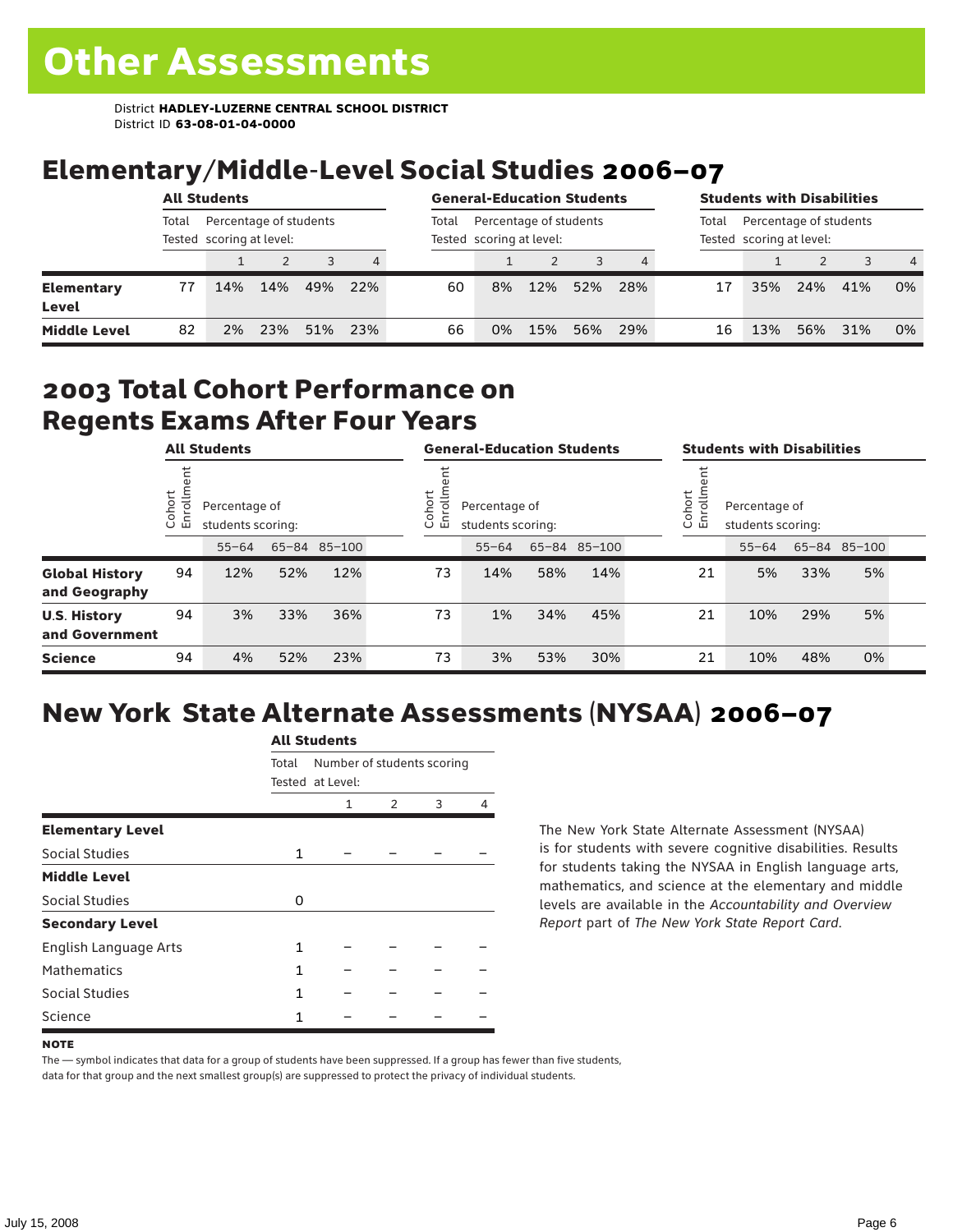# Other Assessments

District **HADLEY-LUZERNE CENTRAL SCHOOL DISTRICT**
District ID **63-08-01-04-0000**

## Elementary/Middle-Level Social Studies 2006–07

| | All Students | | | | | General-Education Students | | | | | Students with Disabilities | | | | |
|---|---|---|---|---|---|---|---|---|---|---|---|---|---|---|---|
| | Total Tested | Percentage of students scoring at level: | | | | Total Tested | Percentage of students scoring at level: | | | | Total Tested | Percentage of students scoring at level: | | | |
| | | 1 | 2 | 3 | 4 | | 1 | 2 | 3 | 4 | | 1 | 2 | 3 | 4 |
| **Elementary Level** | 77 | 14% | 14% | 49% | 22% | 60 | 8% | 12% | 52% | 28% | 17 | 35% | 24% | 41% | 0% |
| **Middle Level** | 82 | 2% | 23% | 51% | 23% | 66 | 0% | 15% | 56% | 29% | 16 | 13% | 56% | 31% | 0% |

## 2003 Total Cohort Performance on Regents Exams After Four Years

| | All Students | | | | General-Education Students | | | | Students with Disabilities | | | |
|---|---|---|---|---|---|---|---|---|---|---|---|---|
| | Cohort Enrollment | Percentage of students scoring: | | | Cohort Enrollment | Percentage of students scoring: | | | Cohort Enrollment | Percentage of students scoring: | | |
| | | 55–64 | 65–84 | 85–100 | | 55–64 | 65–84 | 85–100 | | 55–64 | 65–84 | 85–100 |
| **Global History and Geography** | 94 | 12% | 52% | 12% | 73 | 14% | 58% | 14% | 21 | 5% | 33% | 5% |
| **U.S. History and Government** | 94 | 3% | 33% | 36% | 73 | 1% | 34% | 45% | 21 | 10% | 29% | 5% |
| **Science** | 94 | 4% | 52% | 23% | 73 | 3% | 53% | 30% | 21 | 10% | 48% | 0% |

## New York State Alternate Assessments (NYSAA) 2006–07

| | All Students | | | | |
|---|---|---|---|---|---|
| | Total Tested | Number of students scoring at Level: | | | |
| | | 1 | 2 | 3 | 4 |
| **Elementary Level** | | | | | |
| Social Studies | 1 | – | – | – | – |
| **Middle Level** | | | | | |
| Social Studies | 0 | | | | |
| **Secondary Level** | | | | | |
| English Language Arts | 1 | – | – | – | – |
| Mathematics | 1 | – | – | – | – |
| Social Studies | 1 | – | – | – | – |
| Science | 1 | – | – | – | – |

The New York State Alternate Assessment (NYSAA) is for students with severe cognitive disabilities. Results for students taking the NYSAA in English language arts, mathematics, and science at the elementary and middle levels are available in the *Accountability and Overview Report* part of *The New York State Report Card*.

**NOTE**

The — symbol indicates that data for a group of students have been suppressed. If a group has fewer than five students, data for that group and the next smallest group(s) are suppressed to protect the privacy of individual students.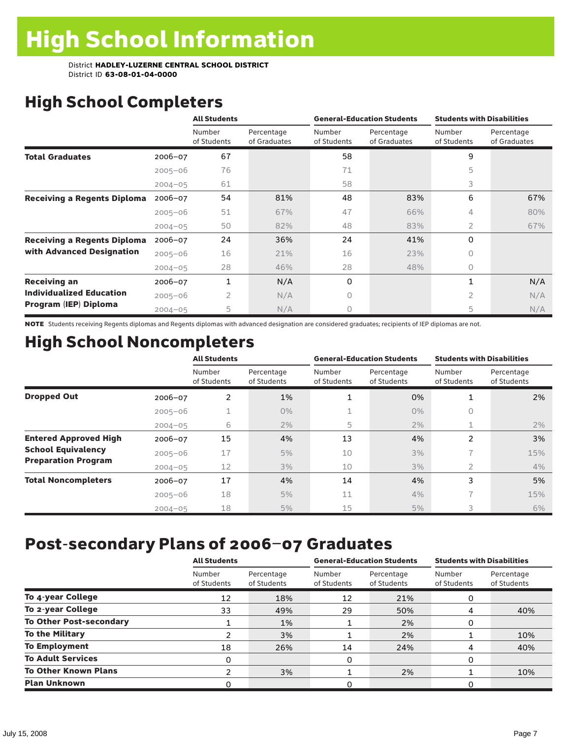# High School Information

District **HADLEY-LUZERNE CENTRAL SCHOOL DISTRICT**
District ID **63-08-01-04-0000**

## High School Completers

| | | All Students | | General-Education Students | | Students with Disabilities | |
|---|---|---|---|---|---|---|---|
| | | Number of Students | Percentage of Graduates | Number of Students | Percentage of Graduates | Number of Students | Percentage of Graduates |
| **Total Graduates** | 2006–07 | 67 | | 58 | | 9 | |
| | 2005–06 | 76 | | 71 | | 5 | |
| | 2004–05 | 61 | | 58 | | 3 | |
| **Receiving a Regents Diploma** | 2006–07 | 54 | 81% | 48 | 83% | 6 | 67% |
| | 2005–06 | 51 | 67% | 47 | 66% | 4 | 80% |
| | 2004–05 | 50 | 82% | 48 | 83% | 2 | 67% |
| **Receiving a Regents Diploma with Advanced Designation** | 2006–07 | 24 | 36% | 24 | 41% | 0 | |
| | 2005–06 | 16 | 21% | 16 | 23% | 0 | |
| | 2004–05 | 28 | 46% | 28 | 48% | 0 | |
| **Receiving an Individualized Education Program (IEP) Diploma** | 2006–07 | 1 | N/A | 0 | | 1 | N/A |
| | 2005–06 | 2 | N/A | 0 | | 2 | N/A |
| | 2004–05 | 5 | N/A | 0 | | 5 | N/A |

**NOTE** Students receiving Regents diplomas and Regents diplomas with advanced designation are considered graduates; recipients of IEP diplomas are not.

## High School Noncompleters

| | | All Students | | General-Education Students | | Students with Disabilities | |
|---|---|---|---|---|---|---|---|
| | | Number of Students | Percentage of Students | Number of Students | Percentage of Students | Number of Students | Percentage of Students |
| **Dropped Out** | 2006–07 | 2 | 1% | 1 | 0% | 1 | 2% |
| | 2005–06 | 1 | 0% | 1 | 0% | 0 | |
| | 2004–05 | 6 | 2% | 5 | 2% | 1 | 2% |
| **Entered Approved High School Equivalency Preparation Program** | 2006–07 | 15 | 4% | 13 | 4% | 2 | 3% |
| | 2005–06 | 17 | 5% | 10 | 3% | 7 | 15% |
| | 2004–05 | 12 | 3% | 10 | 3% | 2 | 4% |
| **Total Noncompleters** | 2006–07 | 17 | 4% | 14 | 4% | 3 | 5% |
| | 2005–06 | 18 | 5% | 11 | 4% | 7 | 15% |
| | 2004–05 | 18 | 5% | 15 | 5% | 3 | 6% |

## Post-secondary Plans of 2006–07 Graduates

| | All Students | | General-Education Students | | Students with Disabilities | |
|---|---|---|---|---|---|---|
| | Number of Students | Percentage of Students | Number of Students | Percentage of Students | Number of Students | Percentage of Students |
| **To 4-year College** | 12 | 18% | 12 | 21% | 0 | |
| **To 2-year College** | 33 | 49% | 29 | 50% | 4 | 40% |
| **To Other Post-secondary** | 1 | 1% | 1 | 2% | 0 | |
| **To the Military** | 2 | 3% | 1 | 2% | 1 | 10% |
| **To Employment** | 18 | 26% | 14 | 24% | 4 | 40% |
| **To Adult Services** | 0 | | 0 | | 0 | |
| **To Other Known Plans** | 2 | 3% | 1 | 2% | 1 | 10% |
| **Plan Unknown** | 0 | | 0 | | 0 | |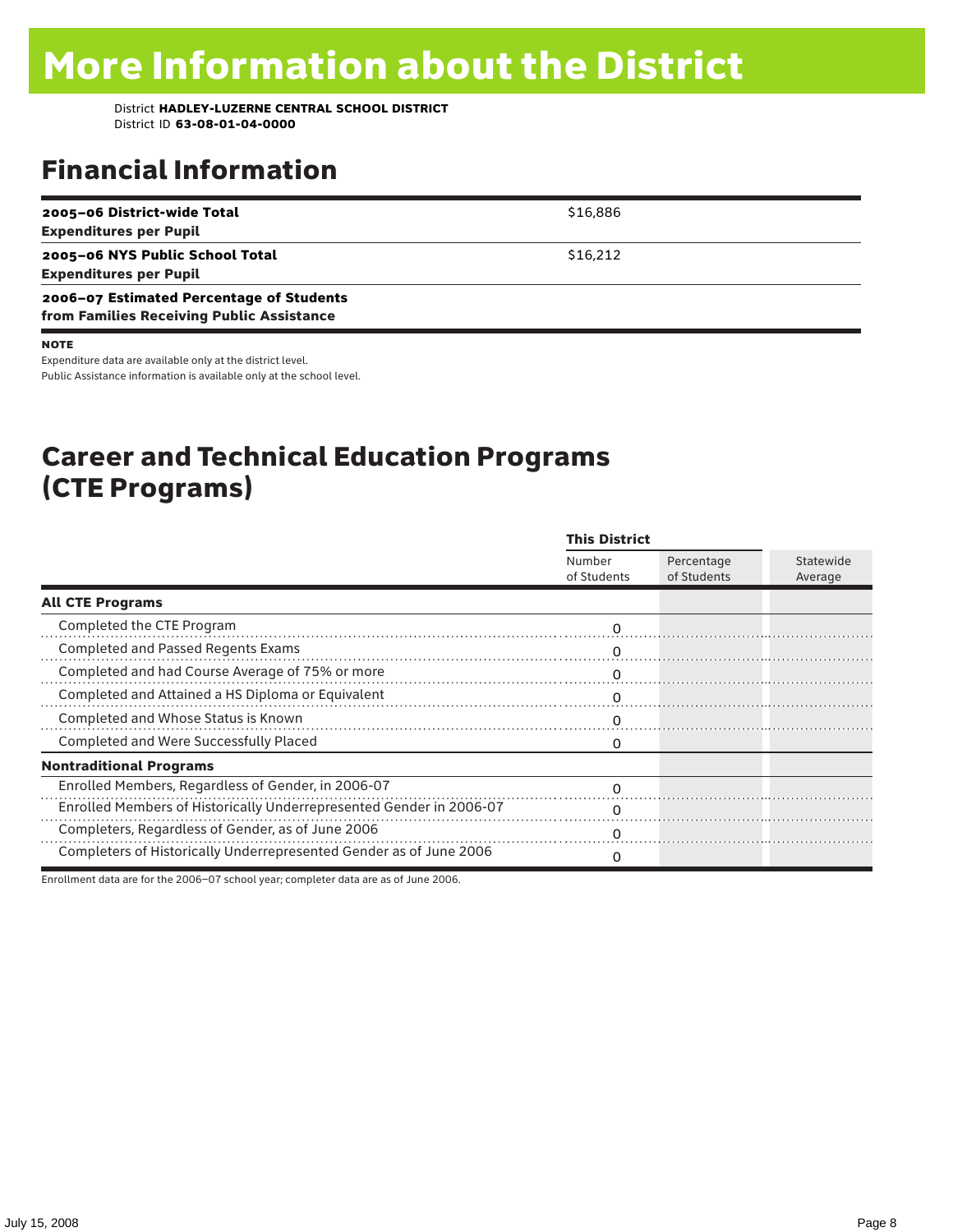# More Information about the District

District **HADLEY-LUZERNE CENTRAL SCHOOL DISTRICT**
District ID **63-08-01-04-0000**

## Financial Information

| | |
|---|---|
| **2005–06 District-wide Total Expenditures per Pupil** | $16,886 |
| **2005–06 NYS Public School Total Expenditures per Pupil** | $16,212 |
| **2006–07 Estimated Percentage of Students from Families Receiving Public Assistance** | |

**NOTE**
Expenditure data are available only at the district level.
Public Assistance information is available only at the school level.

## Career and Technical Education Programs (CTE Programs)

| | This District | | |
|---|---|---|---|
| | Number of Students | Percentage of Students | Statewide Average |
| **All CTE Programs** | | | |
| Completed the CTE Program | 0 | | |
| Completed and Passed Regents Exams | 0 | | |
| Completed and had Course Average of 75% or more | 0 | | |
| Completed and Attained a HS Diploma or Equivalent | 0 | | |
| Completed and Whose Status is Known | 0 | | |
| Completed and Were Successfully Placed | 0 | | |
| **Nontraditional Programs** | | | |
| Enrolled Members, Regardless of Gender, in 2006-07 | 0 | | |
| Enrolled Members of Historically Underrepresented Gender in 2006-07 | 0 | | |
| Completers, Regardless of Gender, as of June 2006 | 0 | | |
| Completers of Historically Underrepresented Gender as of June 2006 | 0 | | |

Enrollment data are for the 2006–07 school year; completer data are as of June 2006.